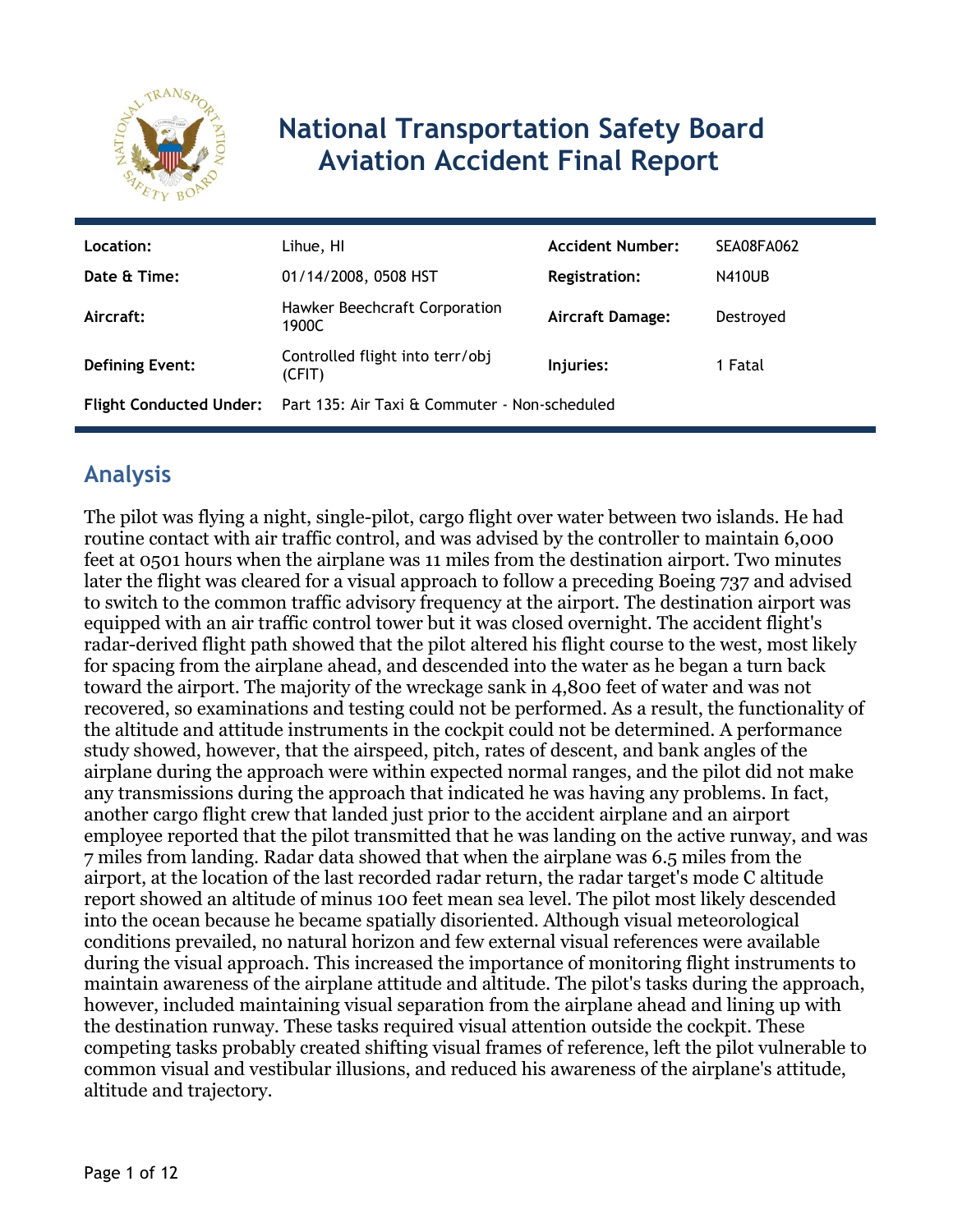# National Transportation Safety Board Aviation Accident Final Report

| Location: | Lihue, HI | Accident Number: | SEA08FA062 |
| --- | --- | --- | --- |
| Date & Time: | 01/14/2008, 0508 HST | Registration: | N410UB |
| Aircraft: | Hawker Beechcraft Corporation 1900C | Aircraft Damage: | Destroyed |
| Defining Event: | Controlled flight into terr/obj (CFIT) | Injuries: | 1 Fatal |
| Flight Conducted Under: | Part 135: Air Taxi & Commuter - Non-scheduled | | |

## Analysis

The pilot was flying a night, single-pilot, cargo flight over water between two islands. He had routine contact with air traffic control, and was advised by the controller to maintain 6,000 feet at 0501 hours when the airplane was 11 miles from the destination airport. Two minutes later the flight was cleared for a visual approach to follow a preceding Boeing 737 and advised to switch to the common traffic advisory frequency at the airport. The destination airport was equipped with an air traffic control tower but it was closed overnight. The accident flight's radar-derived flight path showed that the pilot altered his flight course to the west, most likely for spacing from the airplane ahead, and descended into the water as he began a turn back toward the airport. The majority of the wreckage sank in 4,800 feet of water and was not recovered, so examinations and testing could not be performed. As a result, the functionality of the altitude and attitude instruments in the cockpit could not be determined. A performance study showed, however, that the airspeed, pitch, rates of descent, and bank angles of the airplane during the approach were within expected normal ranges, and the pilot did not make any transmissions during the approach that indicated he was having any problems. In fact, another cargo flight crew that landed just prior to the accident airplane and an airport employee reported that the pilot transmitted that he was landing on the active runway, and was 7 miles from landing. Radar data showed that when the airplane was 6.5 miles from the airport, at the location of the last recorded radar return, the radar target's mode C altitude report showed an altitude of minus 100 feet mean sea level. The pilot most likely descended into the ocean because he became spatially disoriented. Although visual meteorological conditions prevailed, no natural horizon and few external visual references were available during the visual approach. This increased the importance of monitoring flight instruments to maintain awareness of the airplane attitude and altitude. The pilot's tasks during the approach, however, included maintaining visual separation from the airplane ahead and lining up with the destination runway. These tasks required visual attention outside the cockpit. These competing tasks probably created shifting visual frames of reference, left the pilot vulnerable to common visual and vestibular illusions, and reduced his awareness of the airplane's attitude, altitude and trajectory.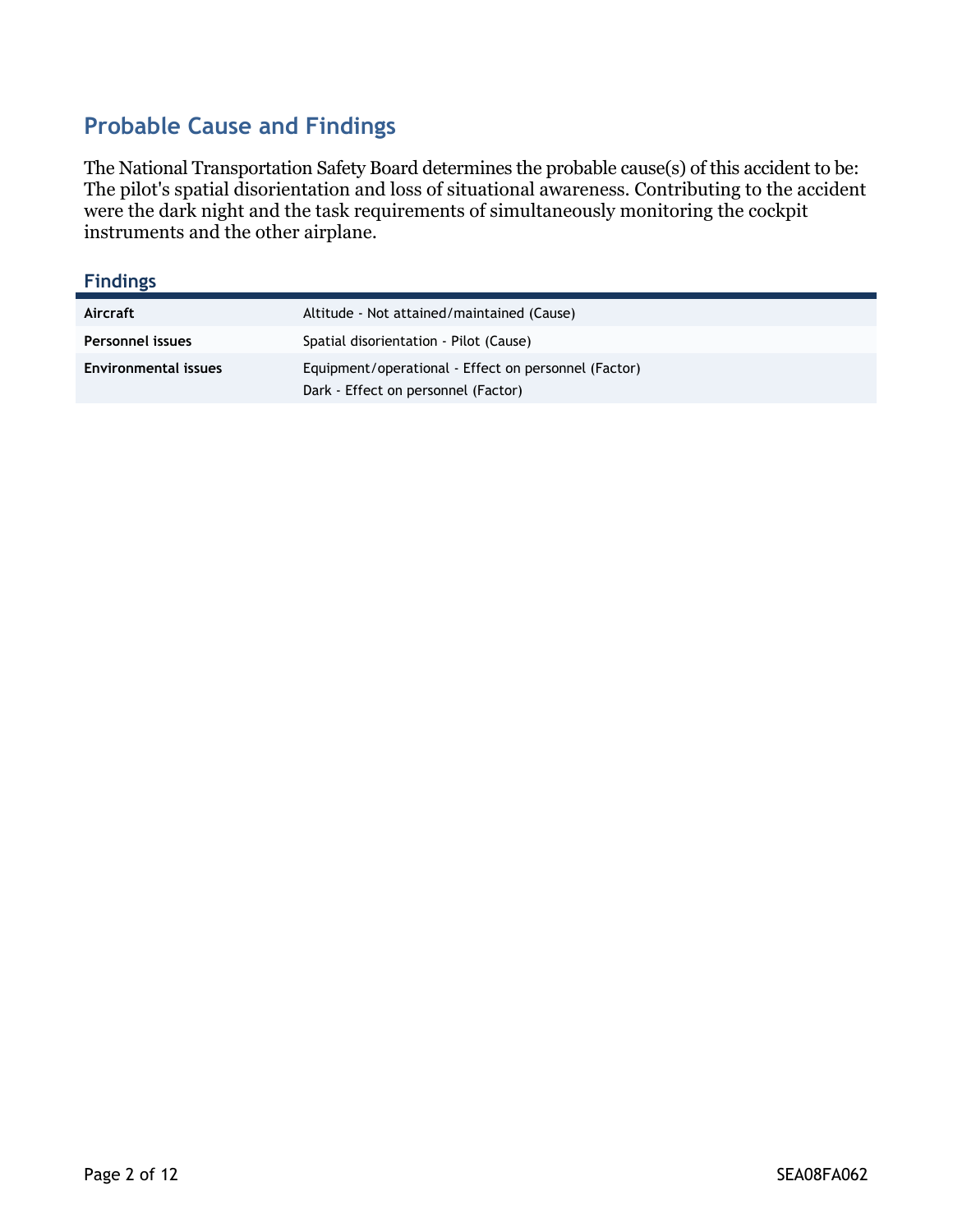## Probable Cause and Findings

The National Transportation Safety Board determines the probable cause(s) of this accident to be:
The pilot's spatial disorientation and loss of situational awareness. Contributing to the accident were the dark night and the task requirements of simultaneously monitoring the cockpit instruments and the other airplane.

### Findings

| | |
|---|---|
| **Aircraft** | Altitude - Not attained/maintained (Cause) |
| **Personnel issues** | Spatial disorientation - Pilot (Cause) |
| **Environmental issues** | Equipment/operational - Effect on personnel (Factor)<br>Dark - Effect on personnel (Factor) |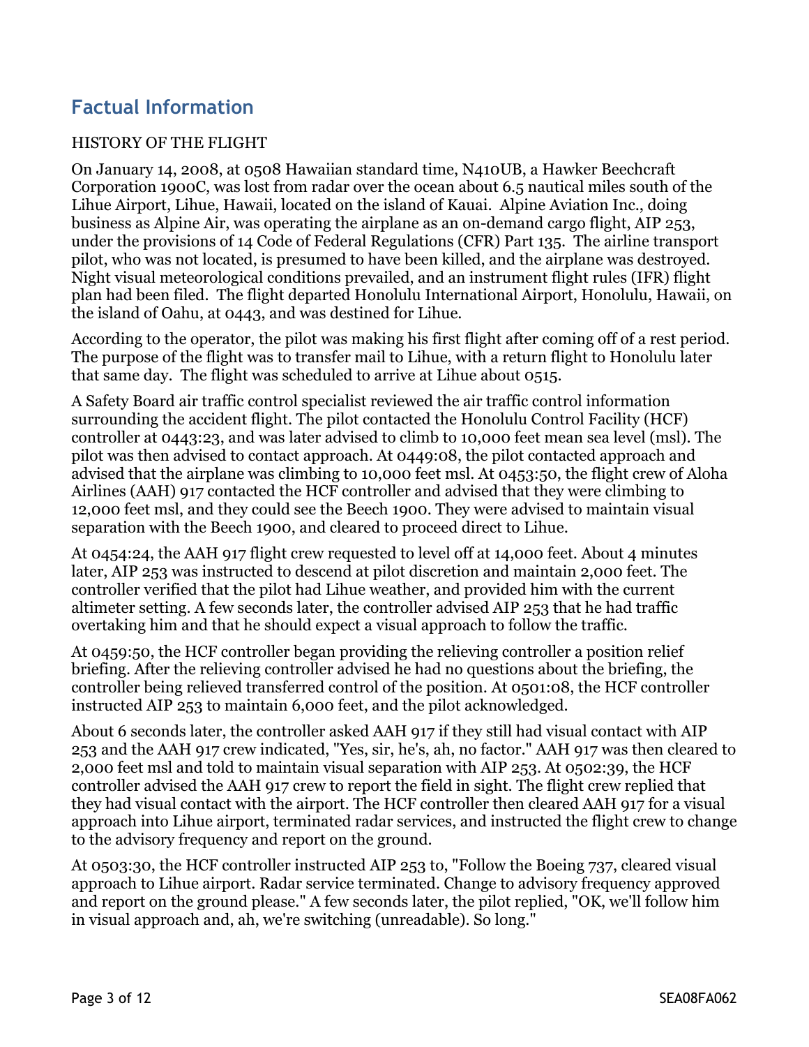## Factual Information

HISTORY OF THE FLIGHT

On January 14, 2008, at 0508 Hawaiian standard time, N410UB, a Hawker Beechcraft Corporation 1900C, was lost from radar over the ocean about 6.5 nautical miles south of the Lihue Airport, Lihue, Hawaii, located on the island of Kauai. Alpine Aviation Inc., doing business as Alpine Air, was operating the airplane as an on-demand cargo flight, AIP 253, under the provisions of 14 Code of Federal Regulations (CFR) Part 135. The airline transport pilot, who was not located, is presumed to have been killed, and the airplane was destroyed. Night visual meteorological conditions prevailed, and an instrument flight rules (IFR) flight plan had been filed. The flight departed Honolulu International Airport, Honolulu, Hawaii, on the island of Oahu, at 0443, and was destined for Lihue.

According to the operator, the pilot was making his first flight after coming off of a rest period. The purpose of the flight was to transfer mail to Lihue, with a return flight to Honolulu later that same day. The flight was scheduled to arrive at Lihue about 0515.

A Safety Board air traffic control specialist reviewed the air traffic control information surrounding the accident flight. The pilot contacted the Honolulu Control Facility (HCF) controller at 0443:23, and was later advised to climb to 10,000 feet mean sea level (msl). The pilot was then advised to contact approach. At 0449:08, the pilot contacted approach and advised that the airplane was climbing to 10,000 feet msl. At 0453:50, the flight crew of Aloha Airlines (AAH) 917 contacted the HCF controller and advised that they were climbing to 12,000 feet msl, and they could see the Beech 1900. They were advised to maintain visual separation with the Beech 1900, and cleared to proceed direct to Lihue.

At 0454:24, the AAH 917 flight crew requested to level off at 14,000 feet. About 4 minutes later, AIP 253 was instructed to descend at pilot discretion and maintain 2,000 feet. The controller verified that the pilot had Lihue weather, and provided him with the current altimeter setting. A few seconds later, the controller advised AIP 253 that he had traffic overtaking him and that he should expect a visual approach to follow the traffic.

At 0459:50, the HCF controller began providing the relieving controller a position relief briefing. After the relieving controller advised he had no questions about the briefing, the controller being relieved transferred control of the position. At 0501:08, the HCF controller instructed AIP 253 to maintain 6,000 feet, and the pilot acknowledged.

About 6 seconds later, the controller asked AAH 917 if they still had visual contact with AIP 253 and the AAH 917 crew indicated, "Yes, sir, he's, ah, no factor." AAH 917 was then cleared to 2,000 feet msl and told to maintain visual separation with AIP 253. At 0502:39, the HCF controller advised the AAH 917 crew to report the field in sight. The flight crew replied that they had visual contact with the airport. The HCF controller then cleared AAH 917 for a visual approach into Lihue airport, terminated radar services, and instructed the flight crew to change to the advisory frequency and report on the ground.

At 0503:30, the HCF controller instructed AIP 253 to, "Follow the Boeing 737, cleared visual approach to Lihue airport. Radar service terminated. Change to advisory frequency approved and report on the ground please." A few seconds later, the pilot replied, "OK, we'll follow him in visual approach and, ah, we're switching (unreadable). So long."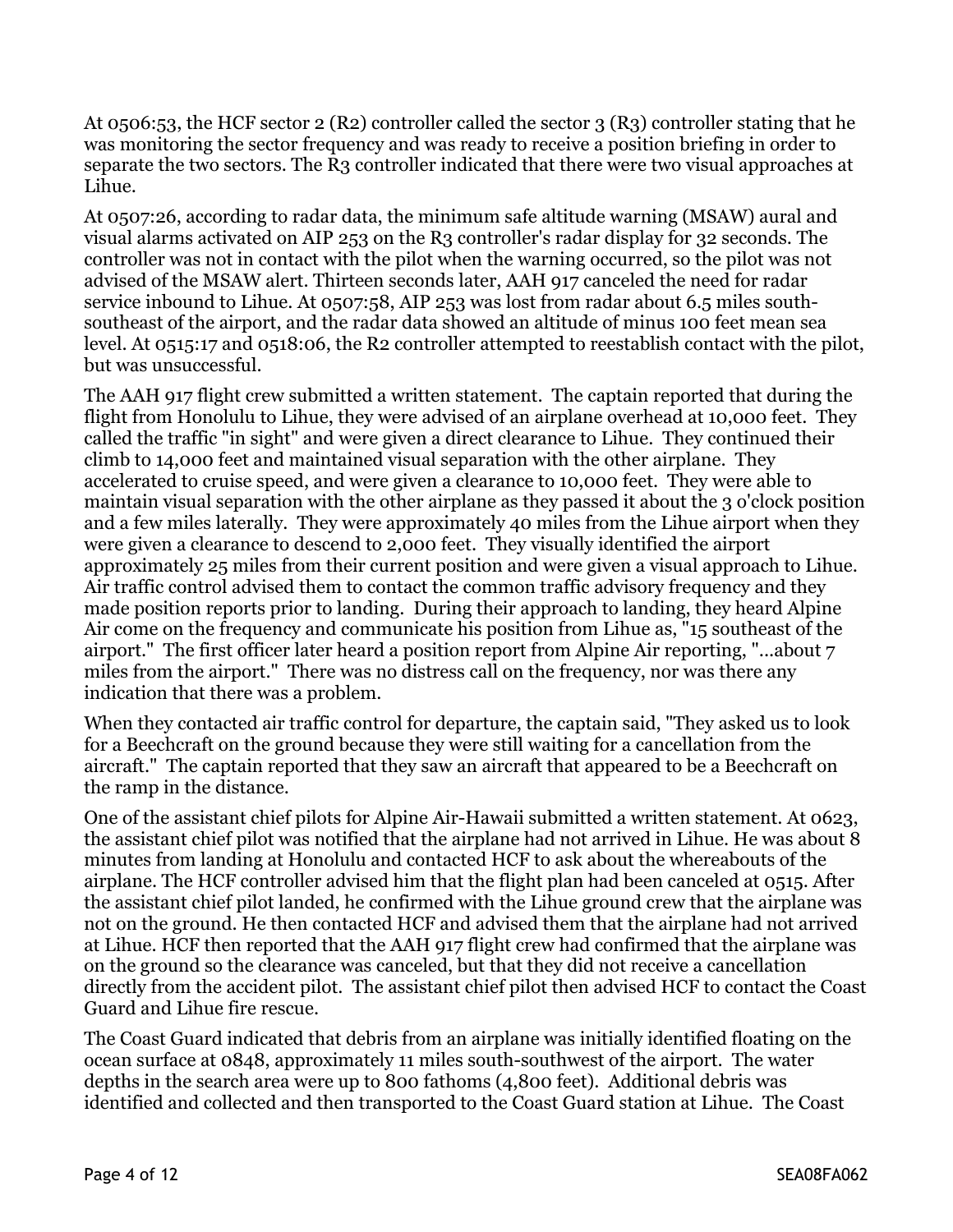At 0506:53, the HCF sector 2 (R2) controller called the sector 3 (R3) controller stating that he was monitoring the sector frequency and was ready to receive a position briefing in order to separate the two sectors. The R3 controller indicated that there were two visual approaches at Lihue.

At 0507:26, according to radar data, the minimum safe altitude warning (MSAW) aural and visual alarms activated on AIP 253 on the R3 controller's radar display for 32 seconds. The controller was not in contact with the pilot when the warning occurred, so the pilot was not advised of the MSAW alert. Thirteen seconds later, AAH 917 canceled the need for radar service inbound to Lihue. At 0507:58, AIP 253 was lost from radar about 6.5 miles south-southeast of the airport, and the radar data showed an altitude of minus 100 feet mean sea level. At 0515:17 and 0518:06, the R2 controller attempted to reestablish contact with the pilot, but was unsuccessful.

The AAH 917 flight crew submitted a written statement. The captain reported that during the flight from Honolulu to Lihue, they were advised of an airplane overhead at 10,000 feet. They called the traffic "in sight" and were given a direct clearance to Lihue. They continued their climb to 14,000 feet and maintained visual separation with the other airplane. They accelerated to cruise speed, and were given a clearance to 10,000 feet. They were able to maintain visual separation with the other airplane as they passed it about the 3 o'clock position and a few miles laterally. They were approximately 40 miles from the Lihue airport when they were given a clearance to descend to 2,000 feet. They visually identified the airport approximately 25 miles from their current position and were given a visual approach to Lihue. Air traffic control advised them to contact the common traffic advisory frequency and they made position reports prior to landing. During their approach to landing, they heard Alpine Air come on the frequency and communicate his position from Lihue as, "15 southeast of the airport." The first officer later heard a position report from Alpine Air reporting, "...about 7 miles from the airport." There was no distress call on the frequency, nor was there any indication that there was a problem.

When they contacted air traffic control for departure, the captain said, "They asked us to look for a Beechcraft on the ground because they were still waiting for a cancellation from the aircraft." The captain reported that they saw an aircraft that appeared to be a Beechcraft on the ramp in the distance.

One of the assistant chief pilots for Alpine Air-Hawaii submitted a written statement. At 0623, the assistant chief pilot was notified that the airplane had not arrived in Lihue. He was about 8 minutes from landing at Honolulu and contacted HCF to ask about the whereabouts of the airplane. The HCF controller advised him that the flight plan had been canceled at 0515. After the assistant chief pilot landed, he confirmed with the Lihue ground crew that the airplane was not on the ground. He then contacted HCF and advised them that the airplane had not arrived at Lihue. HCF then reported that the AAH 917 flight crew had confirmed that the airplane was on the ground so the clearance was canceled, but that they did not receive a cancellation directly from the accident pilot. The assistant chief pilot then advised HCF to contact the Coast Guard and Lihue fire rescue.

The Coast Guard indicated that debris from an airplane was initially identified floating on the ocean surface at 0848, approximately 11 miles south-southwest of the airport. The water depths in the search area were up to 800 fathoms (4,800 feet). Additional debris was identified and collected and then transported to the Coast Guard station at Lihue. The Coast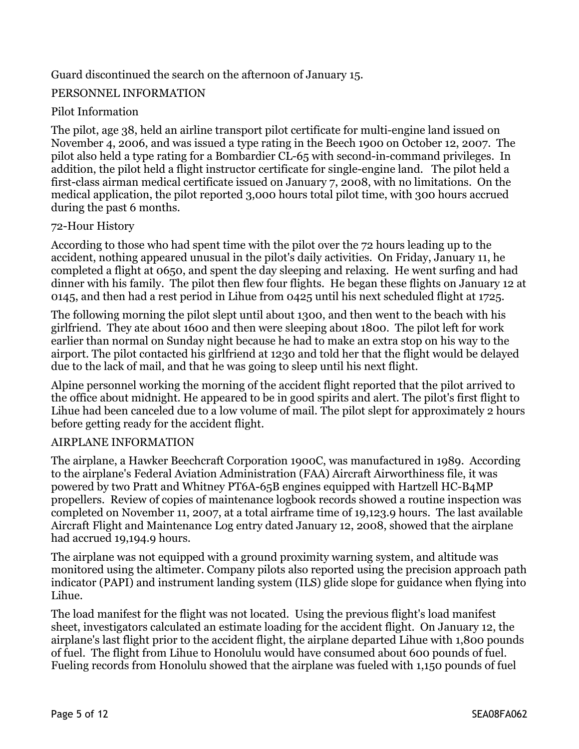Guard discontinued the search on the afternoon of January 15.

## PERSONNEL INFORMATION

### Pilot Information

The pilot, age 38, held an airline transport pilot certificate for multi-engine land issued on November 4, 2006, and was issued a type rating in the Beech 1900 on October 12, 2007. The pilot also held a type rating for a Bombardier CL-65 with second-in-command privileges. In addition, the pilot held a flight instructor certificate for single-engine land. The pilot held a first-class airman medical certificate issued on January 7, 2008, with no limitations. On the medical application, the pilot reported 3,000 hours total pilot time, with 300 hours accrued during the past 6 months.

### 72-Hour History

According to those who had spent time with the pilot over the 72 hours leading up to the accident, nothing appeared unusual in the pilot's daily activities. On Friday, January 11, he completed a flight at 0650, and spent the day sleeping and relaxing. He went surfing and had dinner with his family. The pilot then flew four flights. He began these flights on January 12 at 0145, and then had a rest period in Lihue from 0425 until his next scheduled flight at 1725.

The following morning the pilot slept until about 1300, and then went to the beach with his girlfriend. They ate about 1600 and then were sleeping about 1800. The pilot left for work earlier than normal on Sunday night because he had to make an extra stop on his way to the airport. The pilot contacted his girlfriend at 1230 and told her that the flight would be delayed due to the lack of mail, and that he was going to sleep until his next flight.

Alpine personnel working the morning of the accident flight reported that the pilot arrived to the office about midnight. He appeared to be in good spirits and alert. The pilot's first flight to Lihue had been canceled due to a low volume of mail. The pilot slept for approximately 2 hours before getting ready for the accident flight.

## AIRPLANE INFORMATION

The airplane, a Hawker Beechcraft Corporation 1900C, was manufactured in 1989. According to the airplane's Federal Aviation Administration (FAA) Aircraft Airworthiness file, it was powered by two Pratt and Whitney PT6A-65B engines equipped with Hartzell HC-B4MP propellers. Review of copies of maintenance logbook records showed a routine inspection was completed on November 11, 2007, at a total airframe time of 19,123.9 hours. The last available Aircraft Flight and Maintenance Log entry dated January 12, 2008, showed that the airplane had accrued 19,194.9 hours.

The airplane was not equipped with a ground proximity warning system, and altitude was monitored using the altimeter. Company pilots also reported using the precision approach path indicator (PAPI) and instrument landing system (ILS) glide slope for guidance when flying into Lihue.

The load manifest for the flight was not located. Using the previous flight's load manifest sheet, investigators calculated an estimate loading for the accident flight. On January 12, the airplane's last flight prior to the accident flight, the airplane departed Lihue with 1,800 pounds of fuel. The flight from Lihue to Honolulu would have consumed about 600 pounds of fuel. Fueling records from Honolulu showed that the airplane was fueled with 1,150 pounds of fuel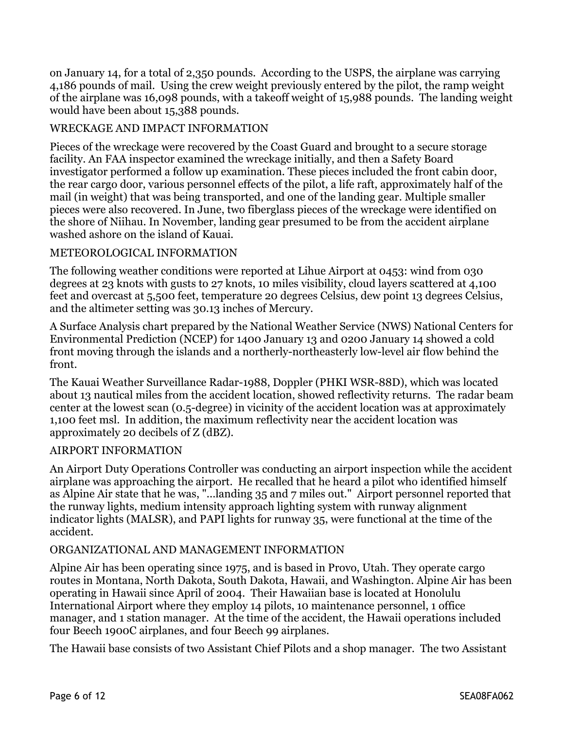on January 14, for a total of 2,350 pounds. According to the USPS, the airplane was carrying 4,186 pounds of mail. Using the crew weight previously entered by the pilot, the ramp weight of the airplane was 16,098 pounds, with a takeoff weight of 15,988 pounds. The landing weight would have been about 15,388 pounds.

## WRECKAGE AND IMPACT INFORMATION

Pieces of the wreckage were recovered by the Coast Guard and brought to a secure storage facility. An FAA inspector examined the wreckage initially, and then a Safety Board investigator performed a follow up examination. These pieces included the front cabin door, the rear cargo door, various personnel effects of the pilot, a life raft, approximately half of the mail (in weight) that was being transported, and one of the landing gear. Multiple smaller pieces were also recovered. In June, two fiberglass pieces of the wreckage were identified on the shore of Niihau. In November, landing gear presumed to be from the accident airplane washed ashore on the island of Kauai.

## METEOROLOGICAL INFORMATION

The following weather conditions were reported at Lihue Airport at 0453: wind from 030 degrees at 23 knots with gusts to 27 knots, 10 miles visibility, cloud layers scattered at 4,100 feet and overcast at 5,500 feet, temperature 20 degrees Celsius, dew point 13 degrees Celsius, and the altimeter setting was 30.13 inches of Mercury.

A Surface Analysis chart prepared by the National Weather Service (NWS) National Centers for Environmental Prediction (NCEP) for 1400 January 13 and 0200 January 14 showed a cold front moving through the islands and a northerly-northeasterly low-level air flow behind the front.

The Kauai Weather Surveillance Radar-1988, Doppler (PHKI WSR-88D), which was located about 13 nautical miles from the accident location, showed reflectivity returns. The radar beam center at the lowest scan (0.5-degree) in vicinity of the accident location was at approximately 1,100 feet msl. In addition, the maximum reflectivity near the accident location was approximately 20 decibels of Z (dBZ).

## AIRPORT INFORMATION

An Airport Duty Operations Controller was conducting an airport inspection while the accident airplane was approaching the airport. He recalled that he heard a pilot who identified himself as Alpine Air state that he was, "...landing 35 and 7 miles out." Airport personnel reported that the runway lights, medium intensity approach lighting system with runway alignment indicator lights (MALSR), and PAPI lights for runway 35, were functional at the time of the accident.

## ORGANIZATIONAL AND MANAGEMENT INFORMATION

Alpine Air has been operating since 1975, and is based in Provo, Utah. They operate cargo routes in Montana, North Dakota, South Dakota, Hawaii, and Washington. Alpine Air has been operating in Hawaii since April of 2004. Their Hawaiian base is located at Honolulu International Airport where they employ 14 pilots, 10 maintenance personnel, 1 office manager, and 1 station manager. At the time of the accident, the Hawaii operations included four Beech 1900C airplanes, and four Beech 99 airplanes.

The Hawaii base consists of two Assistant Chief Pilots and a shop manager. The two Assistant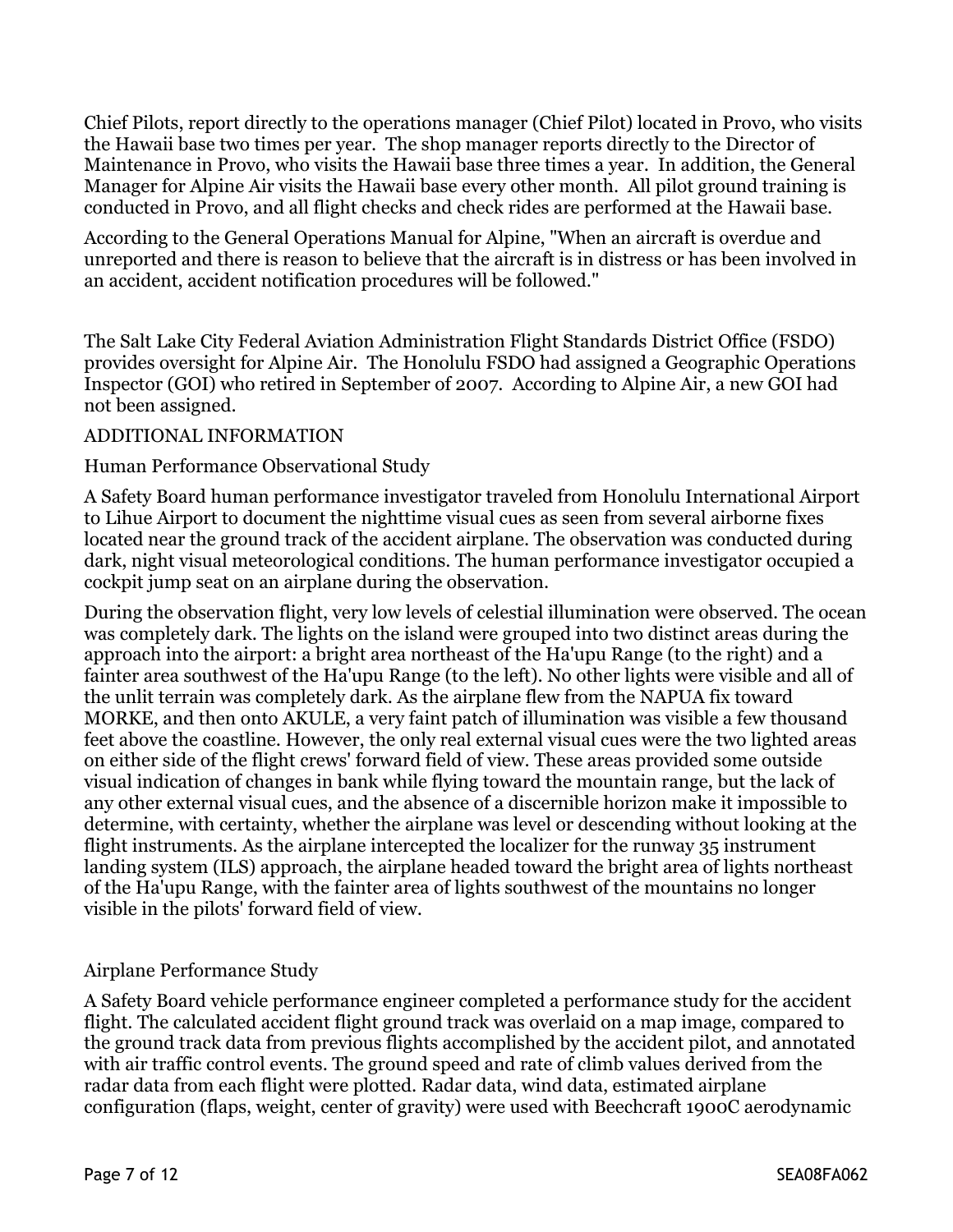Chief Pilots, report directly to the operations manager (Chief Pilot) located in Provo, who visits the Hawaii base two times per year. The shop manager reports directly to the Director of Maintenance in Provo, who visits the Hawaii base three times a year. In addition, the General Manager for Alpine Air visits the Hawaii base every other month. All pilot ground training is conducted in Provo, and all flight checks and check rides are performed at the Hawaii base.

According to the General Operations Manual for Alpine, "When an aircraft is overdue and unreported and there is reason to believe that the aircraft is in distress or has been involved in an accident, accident notification procedures will be followed."

The Salt Lake City Federal Aviation Administration Flight Standards District Office (FSDO) provides oversight for Alpine Air. The Honolulu FSDO had assigned a Geographic Operations Inspector (GOI) who retired in September of 2007. According to Alpine Air, a new GOI had not been assigned.

## ADDITIONAL INFORMATION

### Human Performance Observational Study

A Safety Board human performance investigator traveled from Honolulu International Airport to Lihue Airport to document the nighttime visual cues as seen from several airborne fixes located near the ground track of the accident airplane. The observation was conducted during dark, night visual meteorological conditions. The human performance investigator occupied a cockpit jump seat on an airplane during the observation.

During the observation flight, very low levels of celestial illumination were observed. The ocean was completely dark. The lights on the island were grouped into two distinct areas during the approach into the airport: a bright area northeast of the Ha'upu Range (to the right) and a fainter area southwest of the Ha'upu Range (to the left). No other lights were visible and all of the unlit terrain was completely dark. As the airplane flew from the NAPUA fix toward MORKE, and then onto AKULE, a very faint patch of illumination was visible a few thousand feet above the coastline. However, the only real external visual cues were the two lighted areas on either side of the flight crews' forward field of view. These areas provided some outside visual indication of changes in bank while flying toward the mountain range, but the lack of any other external visual cues, and the absence of a discernible horizon make it impossible to determine, with certainty, whether the airplane was level or descending without looking at the flight instruments. As the airplane intercepted the localizer for the runway 35 instrument landing system (ILS) approach, the airplane headed toward the bright area of lights northeast of the Ha'upu Range, with the fainter area of lights southwest of the mountains no longer visible in the pilots' forward field of view.

### Airplane Performance Study

A Safety Board vehicle performance engineer completed a performance study for the accident flight. The calculated accident flight ground track was overlaid on a map image, compared to the ground track data from previous flights accomplished by the accident pilot, and annotated with air traffic control events. The ground speed and rate of climb values derived from the radar data from each flight were plotted. Radar data, wind data, estimated airplane configuration (flaps, weight, center of gravity) were used with Beechcraft 1900C aerodynamic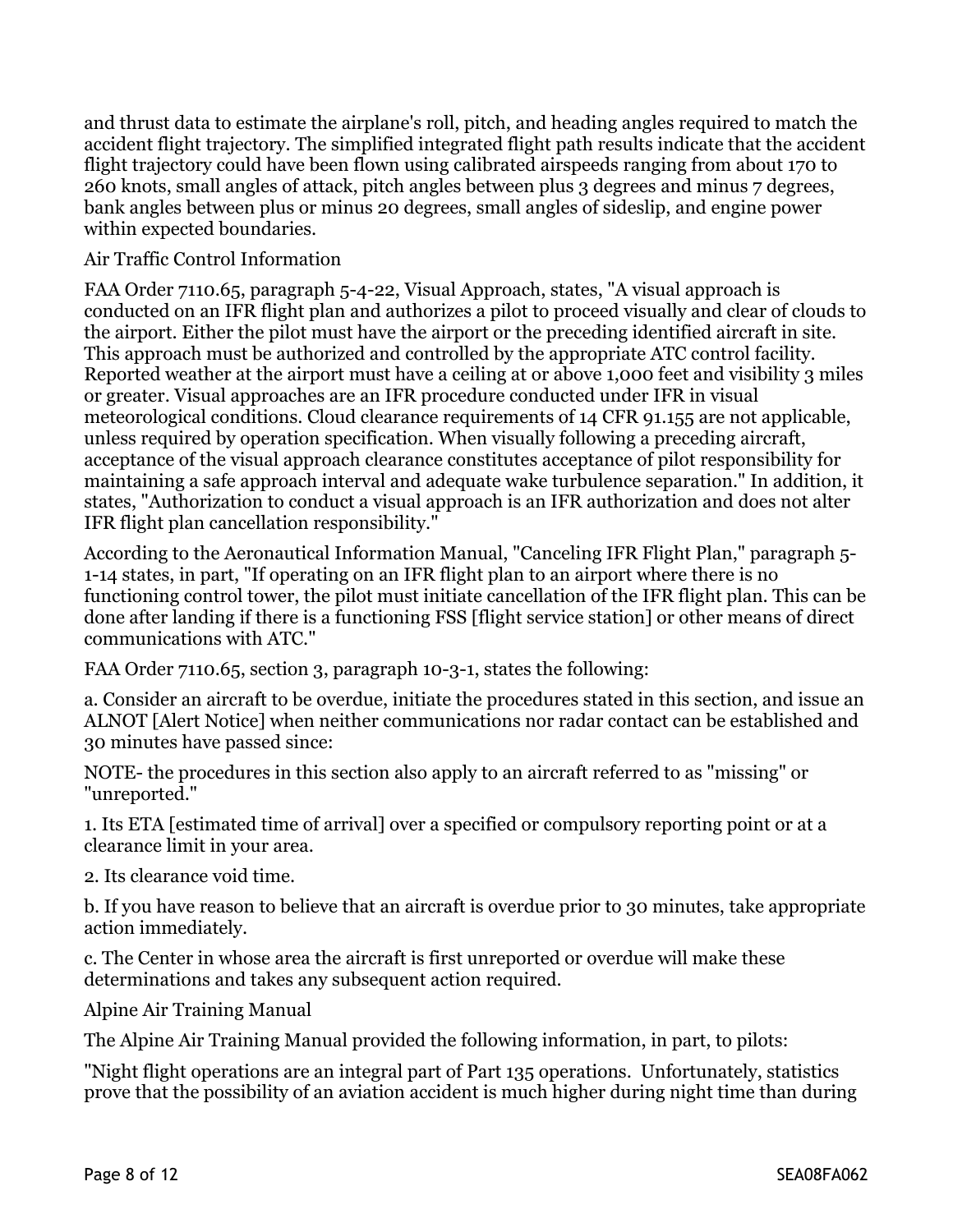and thrust data to estimate the airplane's roll, pitch, and heading angles required to match the accident flight trajectory. The simplified integrated flight path results indicate that the accident flight trajectory could have been flown using calibrated airspeeds ranging from about 170 to 260 knots, small angles of attack, pitch angles between plus 3 degrees and minus 7 degrees, bank angles between plus or minus 20 degrees, small angles of sideslip, and engine power within expected boundaries.

## Air Traffic Control Information

FAA Order 7110.65, paragraph 5-4-22, Visual Approach, states, "A visual approach is conducted on an IFR flight plan and authorizes a pilot to proceed visually and clear of clouds to the airport. Either the pilot must have the airport or the preceding identified aircraft in site. This approach must be authorized and controlled by the appropriate ATC control facility. Reported weather at the airport must have a ceiling at or above 1,000 feet and visibility 3 miles or greater. Visual approaches are an IFR procedure conducted under IFR in visual meteorological conditions. Cloud clearance requirements of 14 CFR 91.155 are not applicable, unless required by operation specification. When visually following a preceding aircraft, acceptance of the visual approach clearance constitutes acceptance of pilot responsibility for maintaining a safe approach interval and adequate wake turbulence separation." In addition, it states, "Authorization to conduct a visual approach is an IFR authorization and does not alter IFR flight plan cancellation responsibility."

According to the Aeronautical Information Manual, "Canceling IFR Flight Plan," paragraph 5-1-14 states, in part, "If operating on an IFR flight plan to an airport where there is no functioning control tower, the pilot must initiate cancellation of the IFR flight plan. This can be done after landing if there is a functioning FSS [flight service station] or other means of direct communications with ATC."

FAA Order 7110.65, section 3, paragraph 10-3-1, states the following:

a. Consider an aircraft to be overdue, initiate the procedures stated in this section, and issue an ALNOT [Alert Notice] when neither communications nor radar contact can be established and 30 minutes have passed since:

NOTE- the procedures in this section also apply to an aircraft referred to as "missing" or "unreported."

1. Its ETA [estimated time of arrival] over a specified or compulsory reporting point or at a clearance limit in your area.

2. Its clearance void time.

b. If you have reason to believe that an aircraft is overdue prior to 30 minutes, take appropriate action immediately.

c. The Center in whose area the aircraft is first unreported or overdue will make these determinations and takes any subsequent action required.

## Alpine Air Training Manual

The Alpine Air Training Manual provided the following information, in part, to pilots:

"Night flight operations are an integral part of Part 135 operations. Unfortunately, statistics prove that the possibility of an aviation accident is much higher during night time than during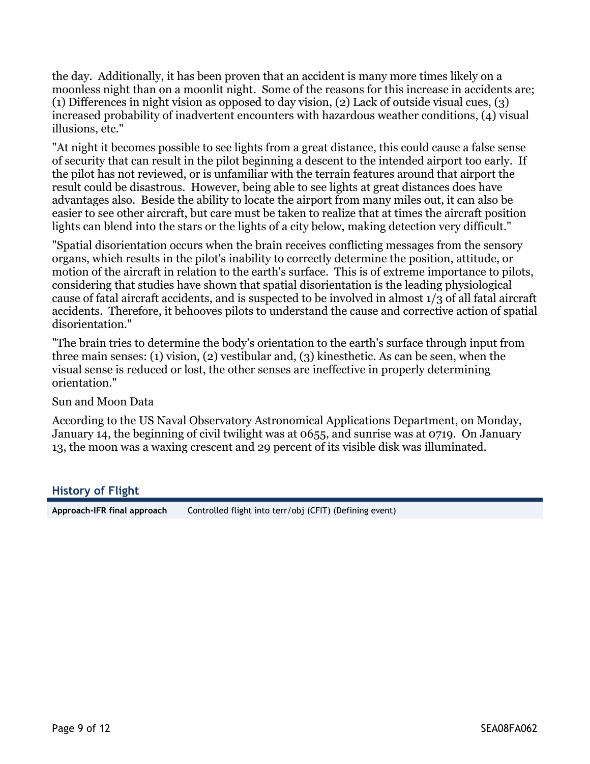the day. Additionally, it has been proven that an accident is many more times likely on a moonless night than on a moonlit night. Some of the reasons for this increase in accidents are; (1) Differences in night vision as opposed to day vision, (2) Lack of outside visual cues, (3) increased probability of inadvertent encounters with hazardous weather conditions, (4) visual illusions, etc."

"At night it becomes possible to see lights from a great distance, this could cause a false sense of security that can result in the pilot beginning a descent to the intended airport too early. If the pilot has not reviewed, or is unfamiliar with the terrain features around that airport the result could be disastrous. However, being able to see lights at great distances does have advantages also. Beside the ability to locate the airport from many miles out, it can also be easier to see other aircraft, but care must be taken to realize that at times the aircraft position lights can blend into the stars or the lights of a city below, making detection very difficult."

"Spatial disorientation occurs when the brain receives conflicting messages from the sensory organs, which results in the pilot's inability to correctly determine the position, attitude, or motion of the aircraft in relation to the earth's surface. This is of extreme importance to pilots, considering that studies have shown that spatial disorientation is the leading physiological cause of fatal aircraft accidents, and is suspected to be involved in almost 1/3 of all fatal aircraft accidents. Therefore, it behooves pilots to understand the cause and corrective action of spatial disorientation."

"The brain tries to determine the body's orientation to the earth's surface through input from three main senses: (1) vision, (2) vestibular and, (3) kinesthetic. As can be seen, when the visual sense is reduced or lost, the other senses are ineffective in properly determining orientation."

Sun and Moon Data

According to the US Naval Observatory Astronomical Applications Department, on Monday, January 14, the beginning of civil twilight was at 0655, and sunrise was at 0719. On January 13, the moon was a waxing crescent and 29 percent of its visible disk was illuminated.

## History of Flight

| | |
|---|---|
| **Approach-IFR final approach** | Controlled flight into terr/obj (CFIT) (Defining event) |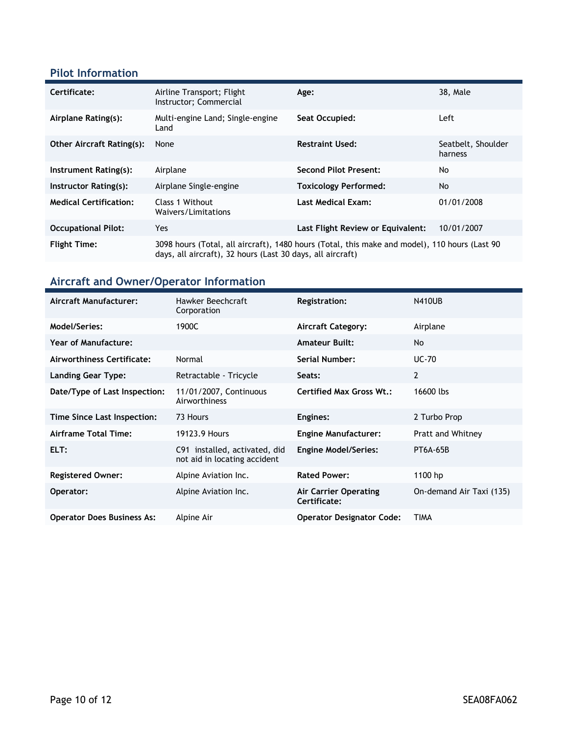## Pilot Information

| | | | |
|---|---|---|---|
| **Certificate:** | Airline Transport; Flight Instructor; Commercial | **Age:** | 38, Male |
| **Airplane Rating(s):** | Multi-engine Land; Single-engine Land | **Seat Occupied:** | Left |
| **Other Aircraft Rating(s):** | None | **Restraint Used:** | Seatbelt, Shoulder harness |
| **Instrument Rating(s):** | Airplane | **Second Pilot Present:** | No |
| **Instructor Rating(s):** | Airplane Single-engine | **Toxicology Performed:** | No |
| **Medical Certification:** | Class 1 Without Waivers/Limitations | **Last Medical Exam:** | 01/01/2008 |
| **Occupational Pilot:** | Yes | **Last Flight Review or Equivalent:** | 10/01/2007 |
| **Flight Time:** | 3098 hours (Total, all aircraft), 1480 hours (Total, this make and model), 110 hours (Last 90 days, all aircraft), 32 hours (Last 30 days, all aircraft) | | |

## Aircraft and Owner/Operator Information

| | | | |
|---|---|---|---|
| **Aircraft Manufacturer:** | Hawker Beechcraft Corporation | **Registration:** | N410UB |
| **Model/Series:** | 1900C | **Aircraft Category:** | Airplane |
| **Year of Manufacture:** | | **Amateur Built:** | No |
| **Airworthiness Certificate:** | Normal | **Serial Number:** | UC-70 |
| **Landing Gear Type:** | Retractable - Tricycle | **Seats:** | 2 |
| **Date/Type of Last Inspection:** | 11/01/2007, Continuous Airworthiness | **Certified Max Gross Wt.:** | 16600 lbs |
| **Time Since Last Inspection:** | 73 Hours | **Engines:** | 2 Turbo Prop |
| **Airframe Total Time:** | 19123.9 Hours | **Engine Manufacturer:** | Pratt and Whitney |
| **ELT:** | C91 installed, activated, did not aid in locating accident | **Engine Model/Series:** | PT6A-65B |
| **Registered Owner:** | Alpine Aviation Inc. | **Rated Power:** | 1100 hp |
| **Operator:** | Alpine Aviation Inc. | **Air Carrier Operating Certificate:** | On-demand Air Taxi (135) |
| **Operator Does Business As:** | Alpine Air | **Operator Designator Code:** | TIMA |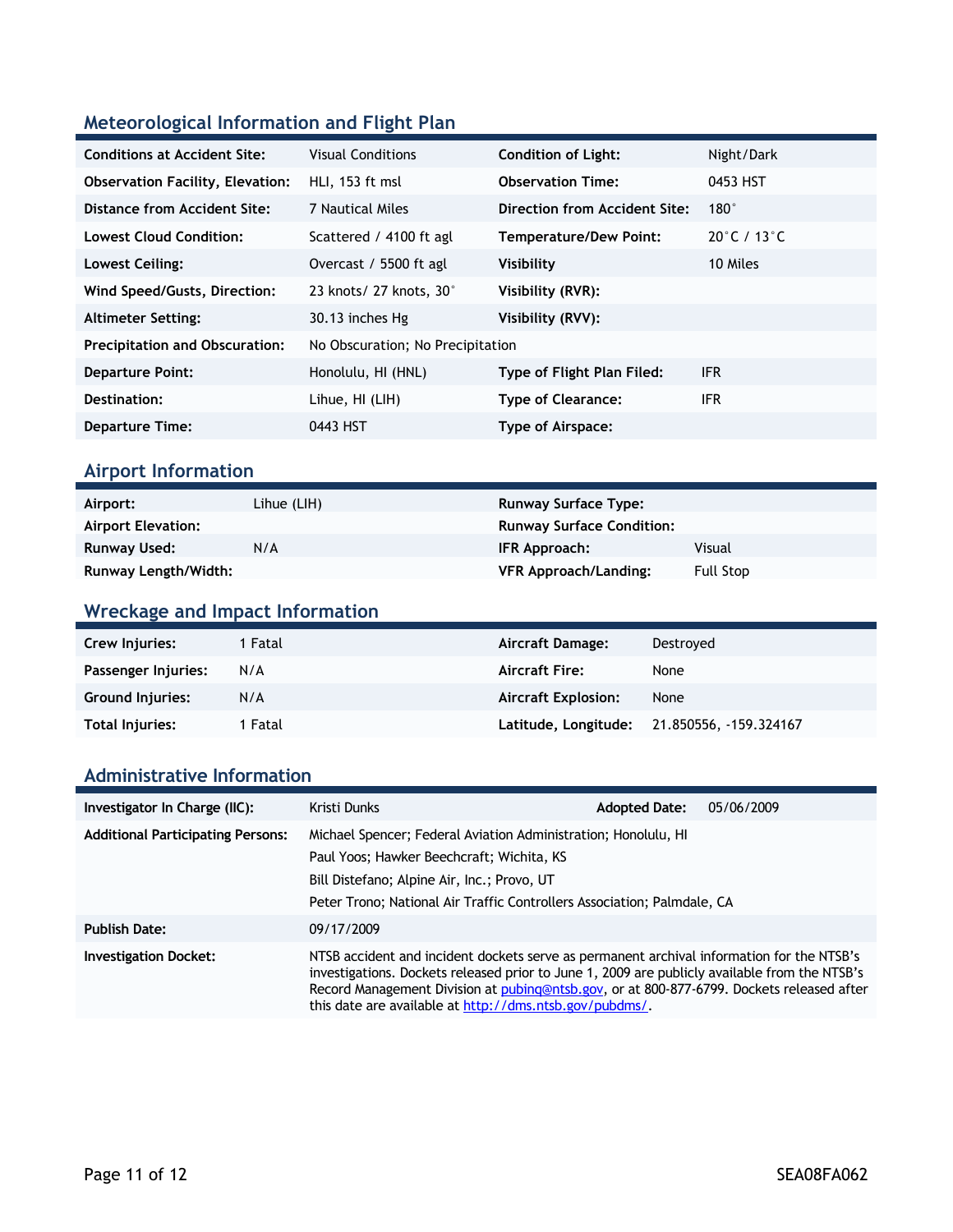## Meteorological Information and Flight Plan

| | | | |
|---|---|---|---|
| **Conditions at Accident Site:** | Visual Conditions | **Condition of Light:** | Night/Dark |
| **Observation Facility, Elevation:** | HLI, 153 ft msl | **Observation Time:** | 0453 HST |
| **Distance from Accident Site:** | 7 Nautical Miles | **Direction from Accident Site:** | 180° |
| **Lowest Cloud Condition:** | Scattered / 4100 ft agl | **Temperature/Dew Point:** | 20°C / 13°C |
| **Lowest Ceiling:** | Overcast / 5500 ft agl | **Visibility** | 10 Miles |
| **Wind Speed/Gusts, Direction:** | 23 knots/ 27 knots, 30° | **Visibility (RVR):** | |
| **Altimeter Setting:** | 30.13 inches Hg | **Visibility (RVV):** | |
| **Precipitation and Obscuration:** | No Obscuration; No Precipitation | | |
| **Departure Point:** | Honolulu, HI (HNL) | **Type of Flight Plan Filed:** | IFR |
| **Destination:** | Lihue, HI (LIH) | **Type of Clearance:** | IFR |
| **Departure Time:** | 0443 HST | **Type of Airspace:** | |

## Airport Information

| | | | |
|---|---|---|---|
| **Airport:** | Lihue (LIH) | **Runway Surface Type:** | |
| **Airport Elevation:** | | **Runway Surface Condition:** | |
| **Runway Used:** | N/A | **IFR Approach:** | Visual |
| **Runway Length/Width:** | | **VFR Approach/Landing:** | Full Stop |

## Wreckage and Impact Information

| | | | |
|---|---|---|---|
| **Crew Injuries:** | 1 Fatal | **Aircraft Damage:** | Destroyed |
| **Passenger Injuries:** | N/A | **Aircraft Fire:** | None |
| **Ground Injuries:** | N/A | **Aircraft Explosion:** | None |
| **Total Injuries:** | 1 Fatal | **Latitude, Longitude:** | 21.850556, -159.324167 |

## Administrative Information

| | | | |
|---|---|---|---|
| **Investigator In Charge (IIC):** | Kristi Dunks | **Adopted Date:** | 05/06/2009 |
| **Additional Participating Persons:** | Michael Spencer; Federal Aviation Administration; Honolulu, HI<br>Paul Yoos; Hawker Beechcraft; Wichita, KS<br>Bill Distefano; Alpine Air, Inc.; Provo, UT<br>Peter Trono; National Air Traffic Controllers Association; Palmdale, CA | | |
| **Publish Date:** | 09/17/2009 | | |
| **Investigation Docket:** | NTSB accident and incident dockets serve as permanent archival information for the NTSB's investigations. Dockets released prior to June 1, 2009 are publicly available from the NTSB's Record Management Division at pubinq@ntsb.gov, or at 800-877-6799. Dockets released after this date are available at http://dms.ntsb.gov/pubdms/. | | |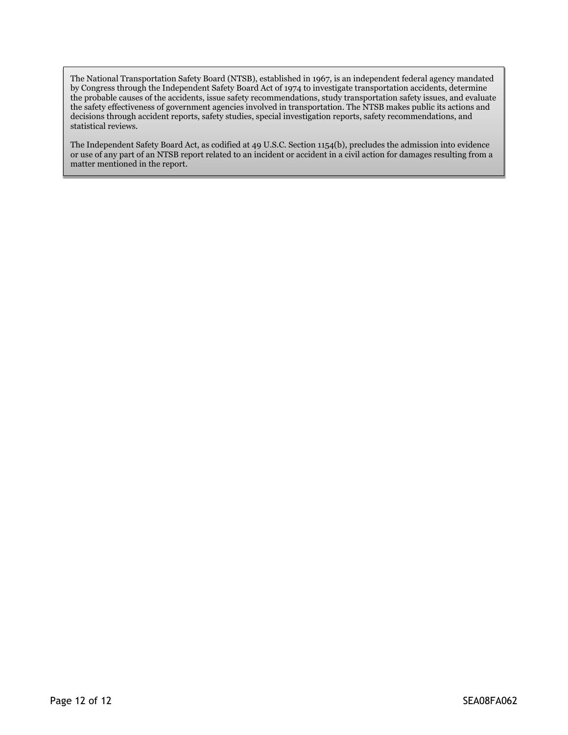The National Transportation Safety Board (NTSB), established in 1967, is an independent federal agency mandated by Congress through the Independent Safety Board Act of 1974 to investigate transportation accidents, determine the probable causes of the accidents, issue safety recommendations, study transportation safety issues, and evaluate the safety effectiveness of government agencies involved in transportation. The NTSB makes public its actions and decisions through accident reports, safety studies, special investigation reports, safety recommendations, and statistical reviews.

The Independent Safety Board Act, as codified at 49 U.S.C. Section 1154(b), precludes the admission into evidence or use of any part of an NTSB report related to an incident or accident in a civil action for damages resulting from a matter mentioned in the report.